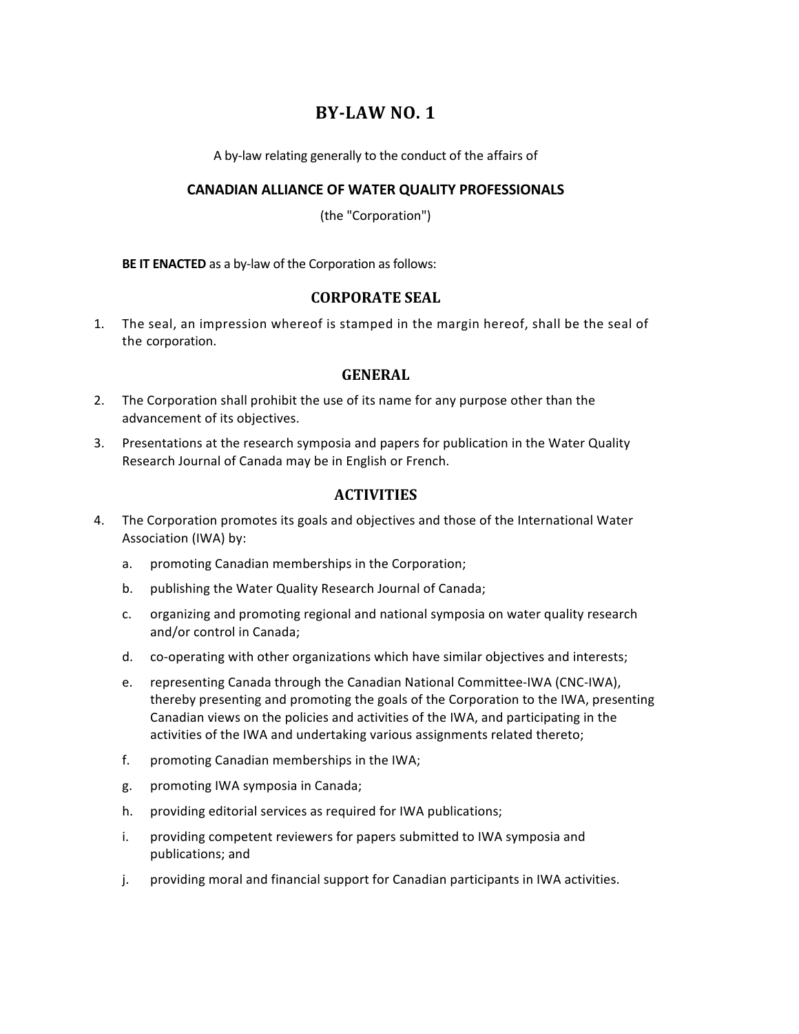# BY-LAW NO. 1

A by-law relating generally to the conduct of the affairs of

**CANADIAN ALLIANCE OF WATER QUALITY PROFESSIONALS**

(the "Corporation")

**BE IT ENACTED** as a by-law of the Corporation as follows:

## CORPORATE SEAL

1. The seal, an impression whereof is stamped in the margin hereof, shall be the seal of the corporation.

## GENERAL

2. The Corporation shall prohibit the use of its name for any purpose other than the advancement of its objectives.
3. Presentations at the research symposia and papers for publication in the Water Quality Research Journal of Canada may be in English or French.

## ACTIVITIES

4. The Corporation promotes its goals and objectives and those of the International Water Association (IWA) by:
   a. promoting Canadian memberships in the Corporation;
   b. publishing the Water Quality Research Journal of Canada;
   c. organizing and promoting regional and national symposia on water quality research and/or control in Canada;
   d. co-operating with other organizations which have similar objectives and interests;
   e. representing Canada through the Canadian National Committee-IWA (CNC-IWA), thereby presenting and promoting the goals of the Corporation to the IWA, presenting Canadian views on the policies and activities of the IWA, and participating in the activities of the IWA and undertaking various assignments related thereto;
   f. promoting Canadian memberships in the IWA;
   g. promoting IWA symposia in Canada;
   h. providing editorial services as required for IWA publications;
   i. providing competent reviewers for papers submitted to IWA symposia and publications; and
   j. providing moral and financial support for Canadian participants in IWA activities.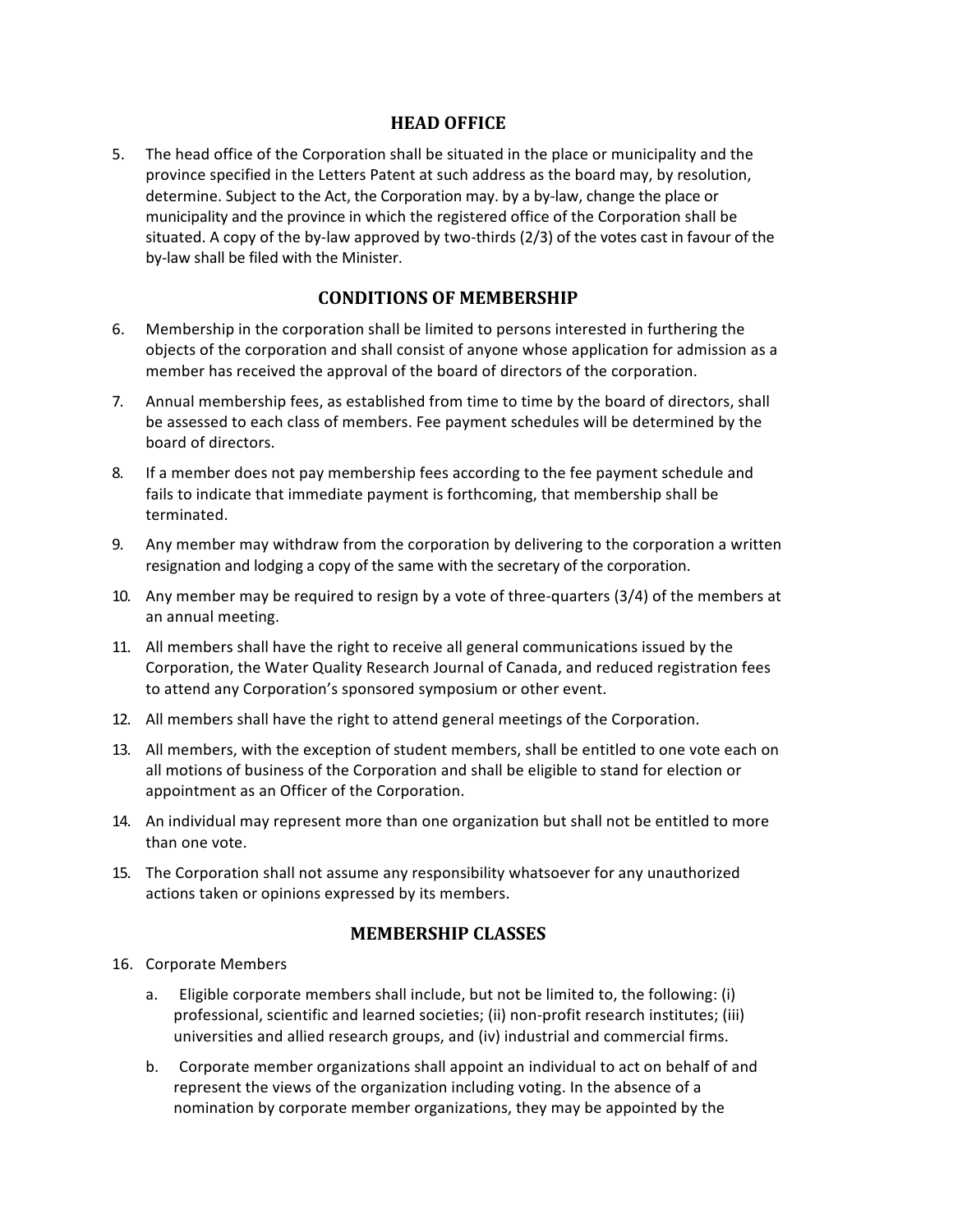## HEAD OFFICE

5. The head office of the Corporation shall be situated in the place or municipality and the province specified in the Letters Patent at such address as the board may, by resolution, determine. Subject to the Act, the Corporation may. by a by-law, change the place or municipality and the province in which the registered office of the Corporation shall be situated. A copy of the by-law approved by two-thirds (2/3) of the votes cast in favour of the by-law shall be filed with the Minister.

## CONDITIONS OF MEMBERSHIP

6. Membership in the corporation shall be limited to persons interested in furthering the objects of the corporation and shall consist of anyone whose application for admission as a member has received the approval of the board of directors of the corporation.
7. Annual membership fees, as established from time to time by the board of directors, shall be assessed to each class of members. Fee payment schedules will be determined by the board of directors.
8. If a member does not pay membership fees according to the fee payment schedule and fails to indicate that immediate payment is forthcoming, that membership shall be terminated.
9. Any member may withdraw from the corporation by delivering to the corporation a written resignation and lodging a copy of the same with the secretary of the corporation.
10. Any member may be required to resign by a vote of three-quarters (3/4) of the members at an annual meeting.
11. All members shall have the right to receive all general communications issued by the Corporation, the Water Quality Research Journal of Canada, and reduced registration fees to attend any Corporation's sponsored symposium or other event.
12. All members shall have the right to attend general meetings of the Corporation.
13. All members, with the exception of student members, shall be entitled to one vote each on all motions of business of the Corporation and shall be eligible to stand for election or appointment as an Officer of the Corporation.
14. An individual may represent more than one organization but shall not be entitled to more than one vote.
15. The Corporation shall not assume any responsibility whatsoever for any unauthorized actions taken or opinions expressed by its members.

## MEMBERSHIP CLASSES

16. Corporate Members
    a. Eligible corporate members shall include, but not be limited to, the following: (i) professional, scientific and learned societies; (ii) non-profit research institutes; (iii) universities and allied research groups, and (iv) industrial and commercial firms.
    b. Corporate member organizations shall appoint an individual to act on behalf of and represent the views of the organization including voting. In the absence of a nomination by corporate member organizations, they may be appointed by the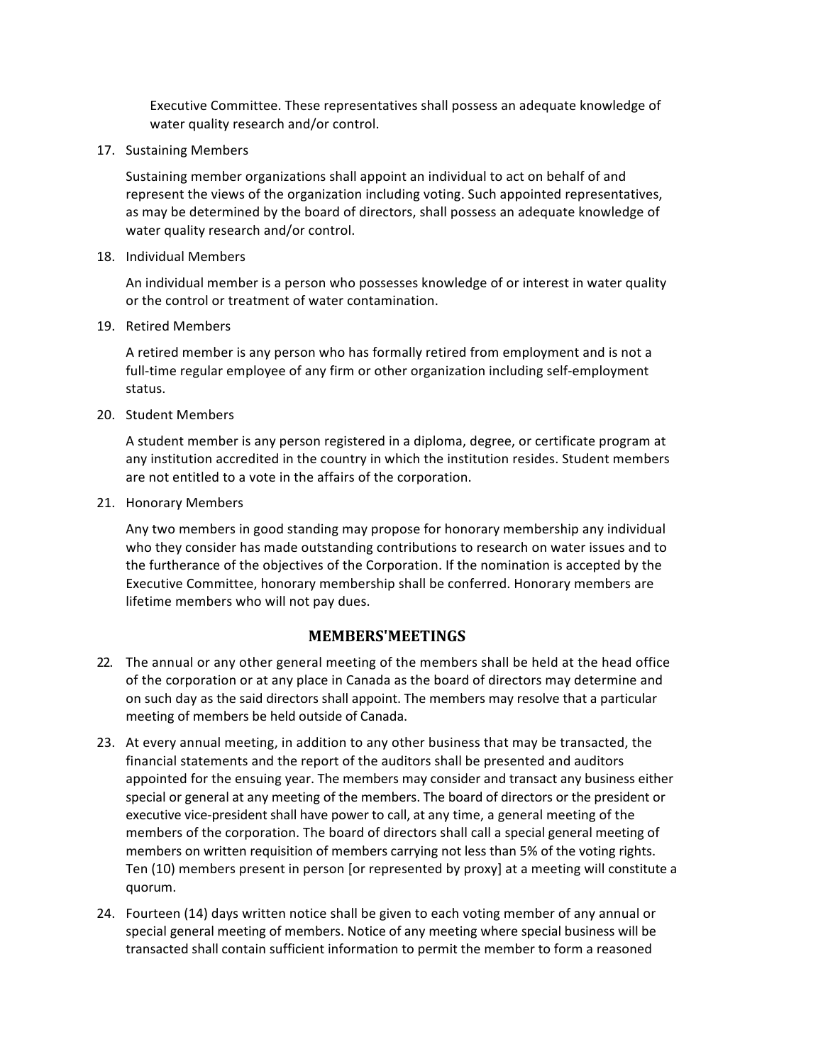Executive Committee. These representatives shall possess an adequate knowledge of water quality research and/or control.

17. Sustaining Members

    Sustaining member organizations shall appoint an individual to act on behalf of and represent the views of the organization including voting. Such appointed representatives, as may be determined by the board of directors, shall possess an adequate knowledge of water quality research and/or control.

18. Individual Members

    An individual member is a person who possesses knowledge of or interest in water quality or the control or treatment of water contamination.

19. Retired Members

    A retired member is any person who has formally retired from employment and is not a full-time regular employee of any firm or other organization including self-employment status.

20. Student Members

    A student member is any person registered in a diploma, degree, or certificate program at any institution accredited in the country in which the institution resides. Student members are not entitled to a vote in the affairs of the corporation.

21. Honorary Members

    Any two members in good standing may propose for honorary membership any individual who they consider has made outstanding contributions to research on water issues and to the furtherance of the objectives of the Corporation. If the nomination is accepted by the Executive Committee, honorary membership shall be conferred. Honorary members are lifetime members who will not pay dues.

## MEMBERS'MEETINGS

22. The annual or any other general meeting of the members shall be held at the head office of the corporation or at any place in Canada as the board of directors may determine and on such day as the said directors shall appoint. The members may resolve that a particular meeting of members be held outside of Canada.

23. At every annual meeting, in addition to any other business that may be transacted, the financial statements and the report of the auditors shall be presented and auditors appointed for the ensuing year. The members may consider and transact any business either special or general at any meeting of the members. The board of directors or the president or executive vice-president shall have power to call, at any time, a general meeting of the members of the corporation. The board of directors shall call a special general meeting of members on written requisition of members carrying not less than 5% of the voting rights. Ten (10) members present in person [or represented by proxy] at a meeting will constitute a quorum.

24. Fourteen (14) days written notice shall be given to each voting member of any annual or special general meeting of members. Notice of any meeting where special business will be transacted shall contain sufficient information to permit the member to form a reasoned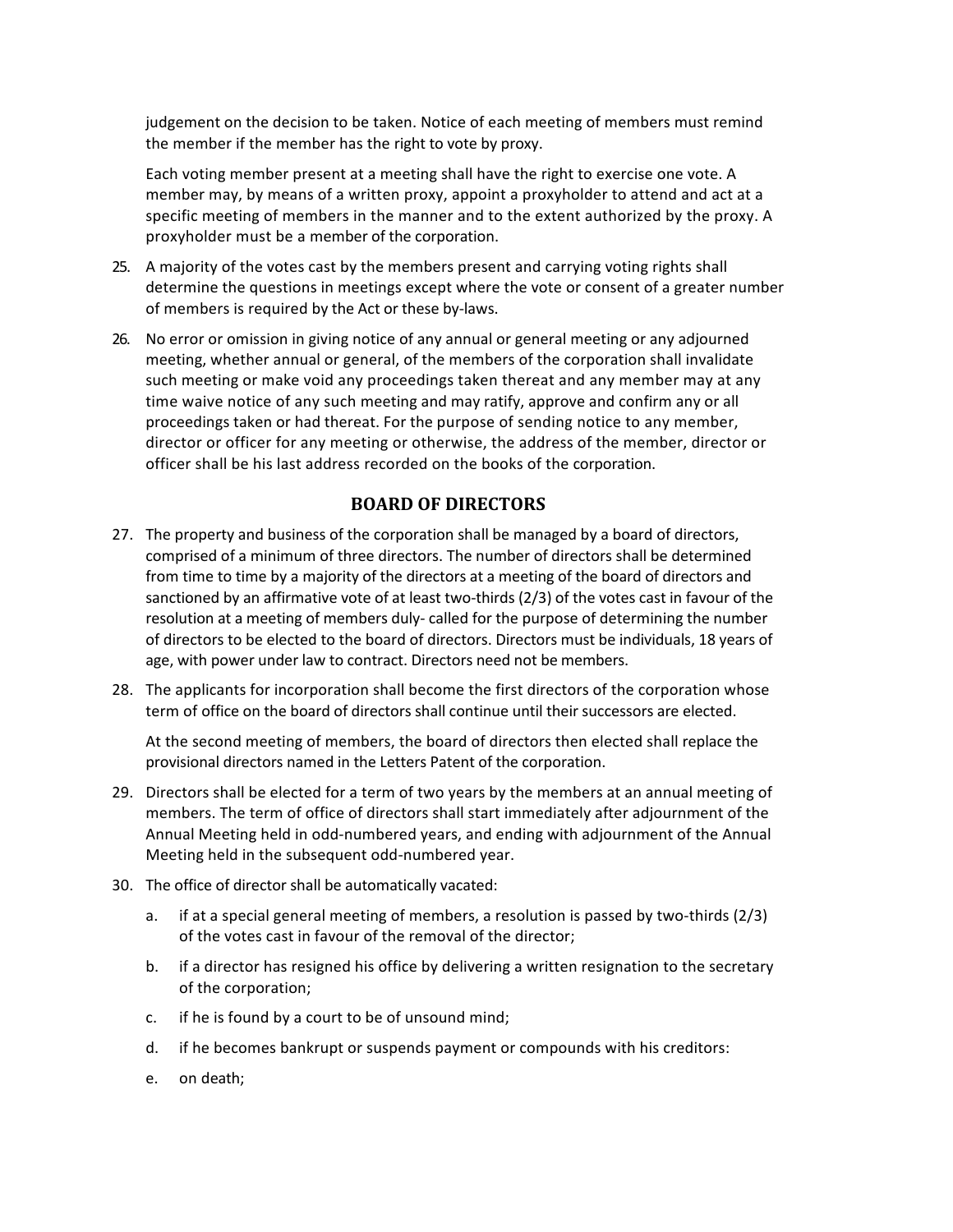judgement on the decision to be taken. Notice of each meeting of members must remind the member if the member has the right to vote by proxy.

Each voting member present at a meeting shall have the right to exercise one vote. A member may, by means of a written proxy, appoint a proxyholder to attend and act at a specific meeting of members in the manner and to the extent authorized by the proxy. A proxyholder must be a member of the corporation.

25. A majority of the votes cast by the members present and carrying voting rights shall determine the questions in meetings except where the vote or consent of a greater number of members is required by the Act or these by-laws.

26. No error or omission in giving notice of any annual or general meeting or any adjourned meeting, whether annual or general, of the members of the corporation shall invalidate such meeting or make void any proceedings taken thereat and any member may at any time waive notice of any such meeting and may ratify, approve and confirm any or all proceedings taken or had thereat. For the purpose of sending notice to any member, director or officer for any meeting or otherwise, the address of the member, director or officer shall be his last address recorded on the books of the corporation.

## BOARD OF DIRECTORS

27. The property and business of the corporation shall be managed by a board of directors, comprised of a minimum of three directors. The number of directors shall be determined from time to time by a majority of the directors at a meeting of the board of directors and sanctioned by an affirmative vote of at least two-thirds (2/3) of the votes cast in favour of the resolution at a meeting of members duly- called for the purpose of determining the number of directors to be elected to the board of directors. Directors must be individuals, 18 years of age, with power under law to contract. Directors need not be members.

28. The applicants for incorporation shall become the first directors of the corporation whose term of office on the board of directors shall continue until their successors are elected.

    At the second meeting of members, the board of directors then elected shall replace the provisional directors named in the Letters Patent of the corporation.

29. Directors shall be elected for a term of two years by the members at an annual meeting of members. The term of office of directors shall start immediately after adjournment of the Annual Meeting held in odd-numbered years, and ending with adjournment of the Annual Meeting held in the subsequent odd-numbered year.

30. The office of director shall be automatically vacated:

    a. if at a special general meeting of members, a resolution is passed by two-thirds (2/3) of the votes cast in favour of the removal of the director;

    b. if a director has resigned his office by delivering a written resignation to the secretary of the corporation;

    c. if he is found by a court to be of unsound mind;

    d. if he becomes bankrupt or suspends payment or compounds with his creditors:

    e. on death;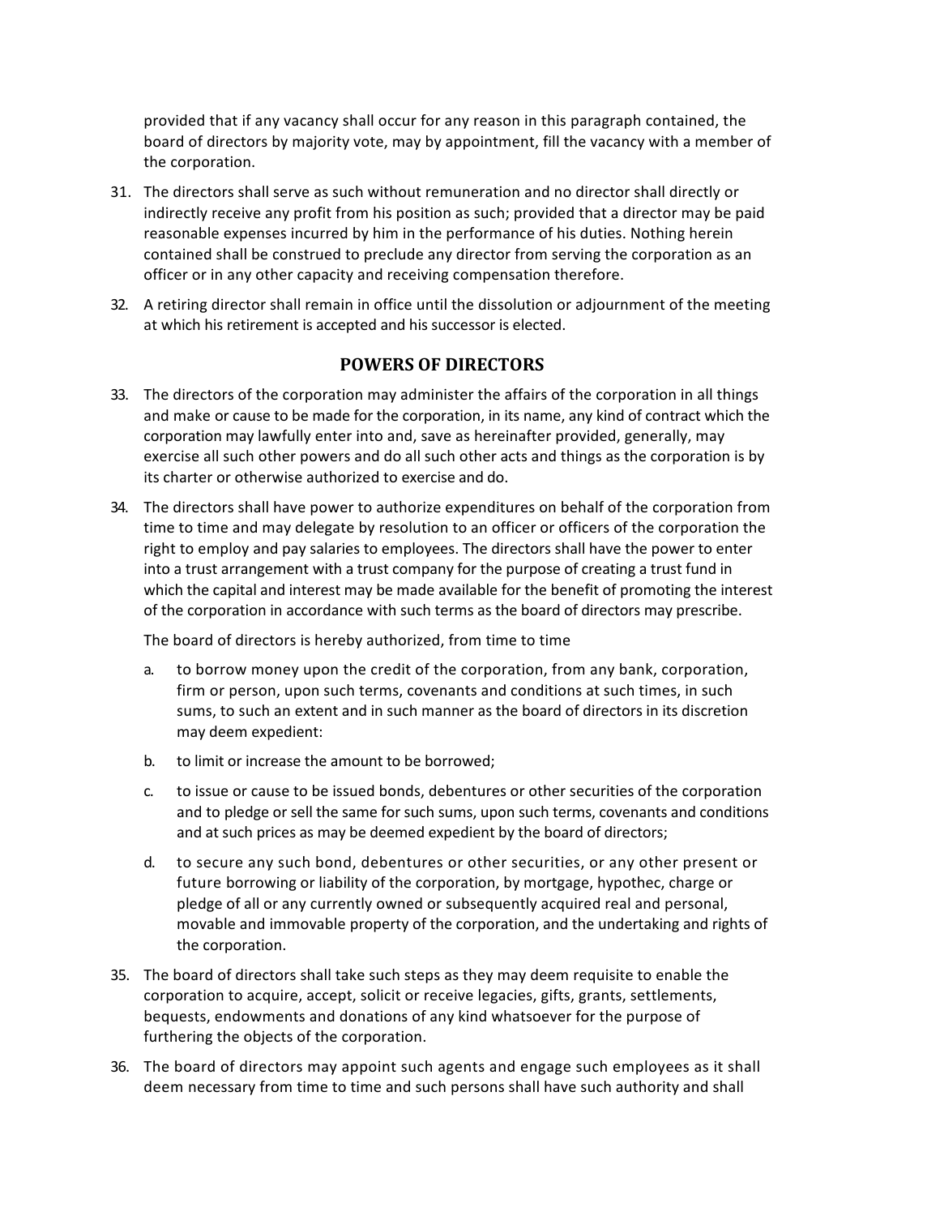provided that if any vacancy shall occur for any reason in this paragraph contained, the board of directors by majority vote, may by appointment, fill the vacancy with a member of the corporation.

31. The directors shall serve as such without remuneration and no director shall directly or indirectly receive any profit from his position as such; provided that a director may be paid reasonable expenses incurred by him in the performance of his duties. Nothing herein contained shall be construed to preclude any director from serving the corporation as an officer or in any other capacity and receiving compensation therefore.

32. A retiring director shall remain in office until the dissolution or adjournment of the meeting at which his retirement is accepted and his successor is elected.

## POWERS OF DIRECTORS

33. The directors of the corporation may administer the affairs of the corporation in all things and make or cause to be made for the corporation, in its name, any kind of contract which the corporation may lawfully enter into and, save as hereinafter provided, generally, may exercise all such other powers and do all such other acts and things as the corporation is by its charter or otherwise authorized to exercise and do.

34. The directors shall have power to authorize expenditures on behalf of the corporation from time to time and may delegate by resolution to an officer or officers of the corporation the right to employ and pay salaries to employees. The directors shall have the power to enter into a trust arrangement with a trust company for the purpose of creating a trust fund in which the capital and interest may be made available for the benefit of promoting the interest of the corporation in accordance with such terms as the board of directors may prescribe.

    The board of directors is hereby authorized, from time to time

    a. to borrow money upon the credit of the corporation, from any bank, corporation, firm or person, upon such terms, covenants and conditions at such times, in such sums, to such an extent and in such manner as the board of directors in its discretion may deem expedient:

    b. to limit or increase the amount to be borrowed;

    c. to issue or cause to be issued bonds, debentures or other securities of the corporation and to pledge or sell the same for such sums, upon such terms, covenants and conditions and at such prices as may be deemed expedient by the board of directors;

    d. to secure any such bond, debentures or other securities, or any other present or future borrowing or liability of the corporation, by mortgage, hypothec, charge or pledge of all or any currently owned or subsequently acquired real and personal, movable and immovable property of the corporation, and the undertaking and rights of the corporation.

35. The board of directors shall take such steps as they may deem requisite to enable the corporation to acquire, accept, solicit or receive legacies, gifts, grants, settlements, bequests, endowments and donations of any kind whatsoever for the purpose of furthering the objects of the corporation.

36. The board of directors may appoint such agents and engage such employees as it shall deem necessary from time to time and such persons shall have such authority and shall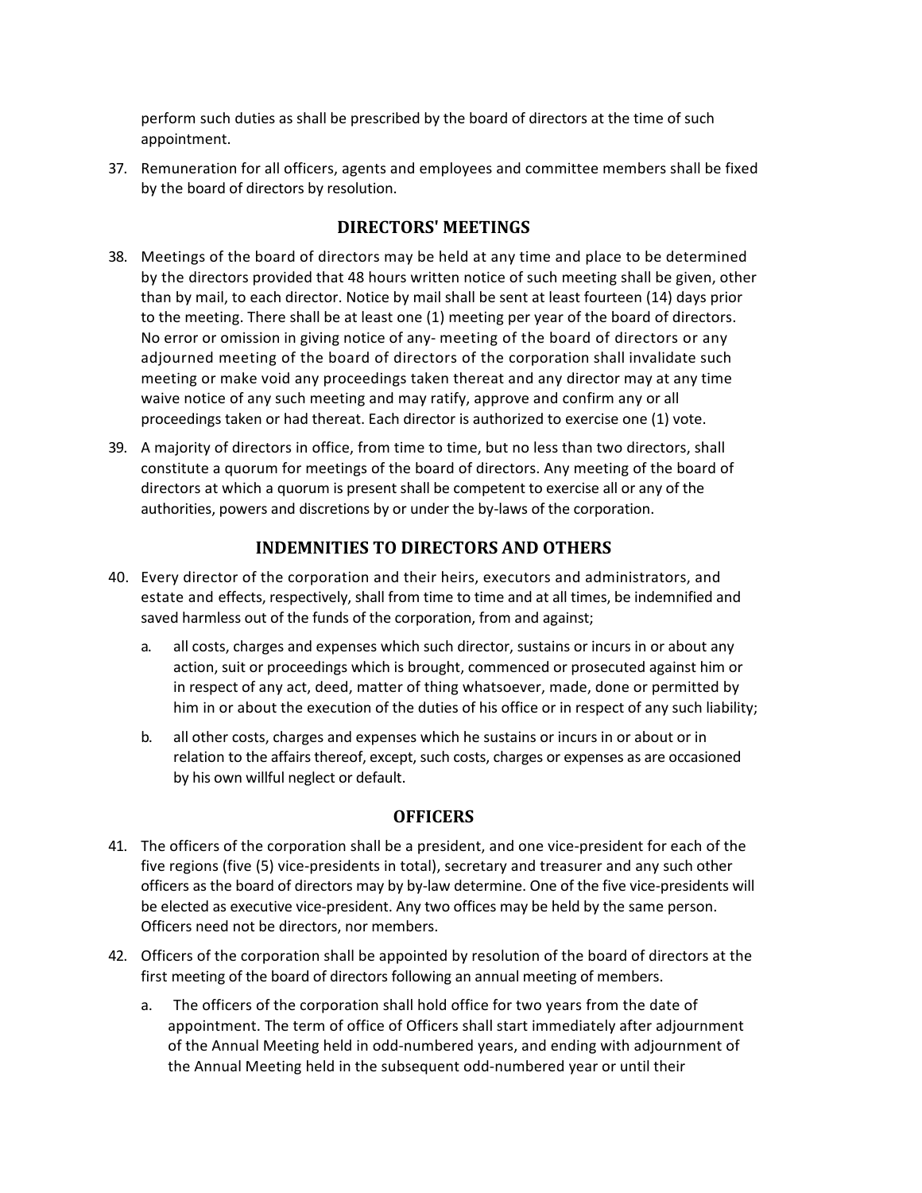perform such duties as shall be prescribed by the board of directors at the time of such appointment.

37. Remuneration for all officers, agents and employees and committee members shall be fixed by the board of directors by resolution.

## DIRECTORS' MEETINGS

38. Meetings of the board of directors may be held at any time and place to be determined by the directors provided that 48 hours written notice of such meeting shall be given, other than by mail, to each director. Notice by mail shall be sent at least fourteen (14) days prior to the meeting. There shall be at least one (1) meeting per year of the board of directors. No error or omission in giving notice of any- meeting of the board of directors or any adjourned meeting of the board of directors of the corporation shall invalidate such meeting or make void any proceedings taken thereat and any director may at any time waive notice of any such meeting and may ratify, approve and confirm any or all proceedings taken or had thereat. Each director is authorized to exercise one (1) vote.

39. A majority of directors in office, from time to time, but no less than two directors, shall constitute a quorum for meetings of the board of directors. Any meeting of the board of directors at which a quorum is present shall be competent to exercise all or any of the authorities, powers and discretions by or under the by-laws of the corporation.

## INDEMNITIES TO DIRECTORS AND OTHERS

40. Every director of the corporation and their heirs, executors and administrators, and estate and effects, respectively, shall from time to time and at all times, be indemnified and saved harmless out of the funds of the corporation, from and against;

    a. all costs, charges and expenses which such director, sustains or incurs in or about any action, suit or proceedings which is brought, commenced or prosecuted against him or in respect of any act, deed, matter of thing whatsoever, made, done or permitted by him in or about the execution of the duties of his office or in respect of any such liability;

    b. all other costs, charges and expenses which he sustains or incurs in or about or in relation to the affairs thereof, except, such costs, charges or expenses as are occasioned by his own willful neglect or default.

## OFFICERS

41. The officers of the corporation shall be a president, and one vice-president for each of the five regions (five (5) vice-presidents in total), secretary and treasurer and any such other officers as the board of directors may by by-law determine. One of the five vice-presidents will be elected as executive vice-president. Any two offices may be held by the same person. Officers need not be directors, nor members.

42. Officers of the corporation shall be appointed by resolution of the board of directors at the first meeting of the board of directors following an annual meeting of members.

    a. The officers of the corporation shall hold office for two years from the date of appointment. The term of office of Officers shall start immediately after adjournment of the Annual Meeting held in odd-numbered years, and ending with adjournment of the Annual Meeting held in the subsequent odd-numbered year or until their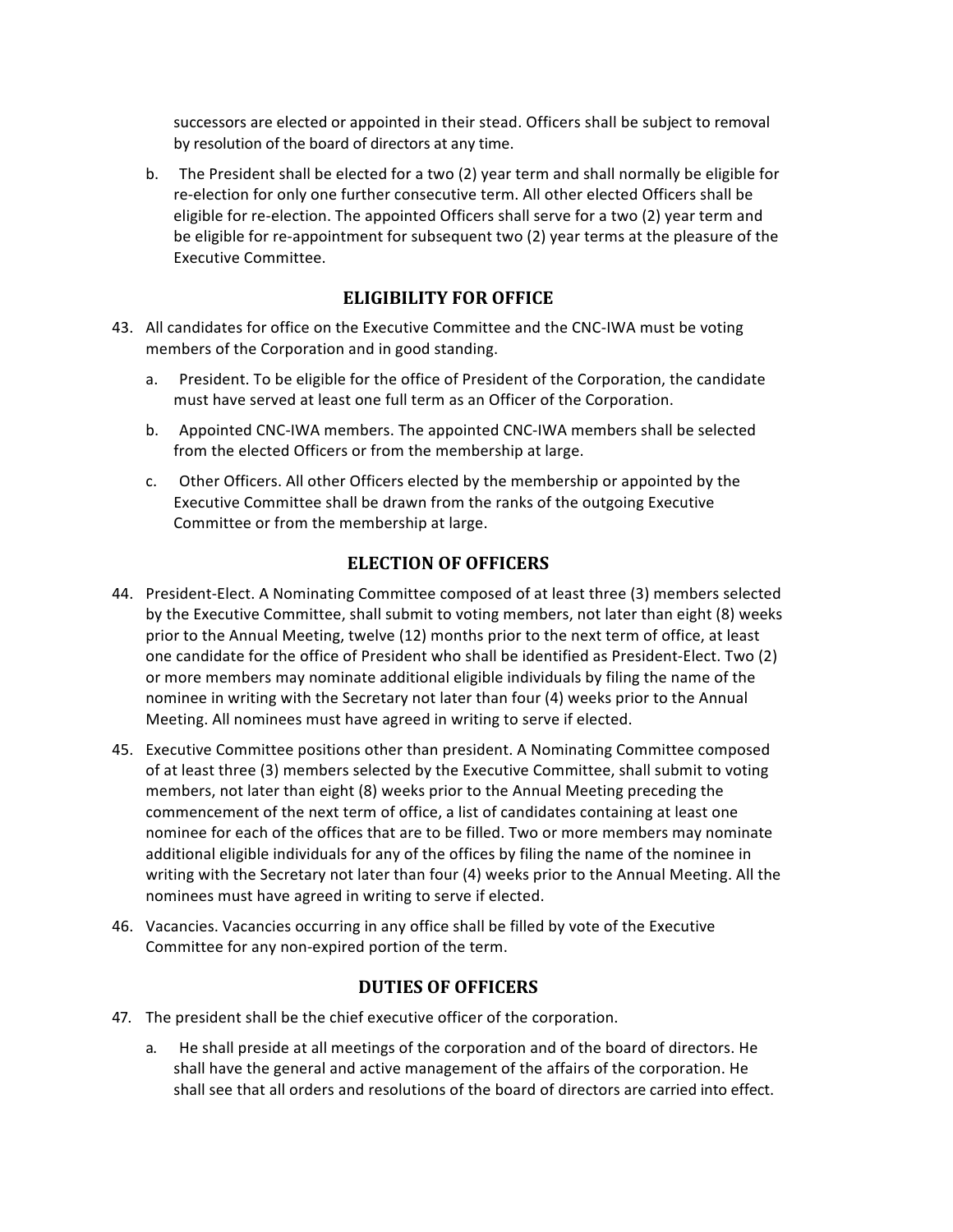successors are elected or appointed in their stead. Officers shall be subject to removal by resolution of the board of directors at any time.

b. The President shall be elected for a two (2) year term and shall normally be eligible for re-election for only one further consecutive term. All other elected Officers shall be eligible for re-election. The appointed Officers shall serve for a two (2) year term and be eligible for re-appointment for subsequent two (2) year terms at the pleasure of the Executive Committee.

## ELIGIBILITY FOR OFFICE

43. All candidates for office on the Executive Committee and the CNC-IWA must be voting members of the Corporation and in good standing.

    a. President. To be eligible for the office of President of the Corporation, the candidate must have served at least one full term as an Officer of the Corporation.

    b. Appointed CNC-IWA members. The appointed CNC-IWA members shall be selected from the elected Officers or from the membership at large.

    c. Other Officers. All other Officers elected by the membership or appointed by the Executive Committee shall be drawn from the ranks of the outgoing Executive Committee or from the membership at large.

## ELECTION OF OFFICERS

44. President-Elect. A Nominating Committee composed of at least three (3) members selected by the Executive Committee, shall submit to voting members, not later than eight (8) weeks prior to the Annual Meeting, twelve (12) months prior to the next term of office, at least one candidate for the office of President who shall be identified as President-Elect. Two (2) or more members may nominate additional eligible individuals by filing the name of the nominee in writing with the Secretary not later than four (4) weeks prior to the Annual Meeting. All nominees must have agreed in writing to serve if elected.

45. Executive Committee positions other than president. A Nominating Committee composed of at least three (3) members selected by the Executive Committee, shall submit to voting members, not later than eight (8) weeks prior to the Annual Meeting preceding the commencement of the next term of office, a list of candidates containing at least one nominee for each of the offices that are to be filled. Two or more members may nominate additional eligible individuals for any of the offices by filing the name of the nominee in writing with the Secretary not later than four (4) weeks prior to the Annual Meeting. All the nominees must have agreed in writing to serve if elected.

46. Vacancies. Vacancies occurring in any office shall be filled by vote of the Executive Committee for any non-expired portion of the term.

## DUTIES OF OFFICERS

47. The president shall be the chief executive officer of the corporation.

    a. He shall preside at all meetings of the corporation and of the board of directors. He shall have the general and active management of the affairs of the corporation. He shall see that all orders and resolutions of the board of directors are carried into effect.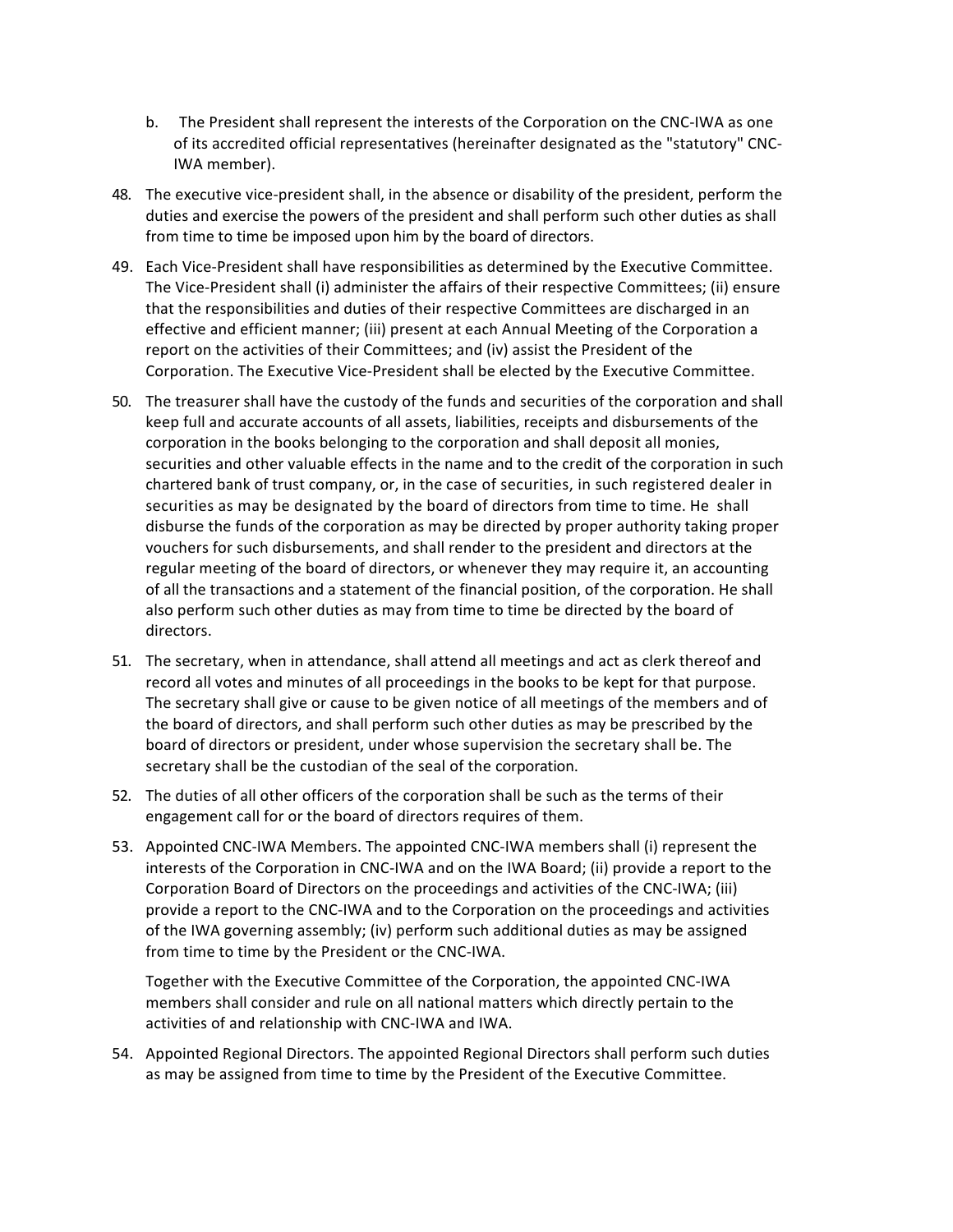b. The President shall represent the interests of the Corporation on the CNC-IWA as one of its accredited official representatives (hereinafter designated as the "statutory" CNC-IWA member).

48. The executive vice-president shall, in the absence or disability of the president, perform the duties and exercise the powers of the president and shall perform such other duties as shall from time to time be imposed upon him by the board of directors.

49. Each Vice-President shall have responsibilities as determined by the Executive Committee. The Vice-President shall (i) administer the affairs of their respective Committees; (ii) ensure that the responsibilities and duties of their respective Committees are discharged in an effective and efficient manner; (iii) present at each Annual Meeting of the Corporation a report on the activities of their Committees; and (iv) assist the President of the Corporation. The Executive Vice-President shall be elected by the Executive Committee.

50. The treasurer shall have the custody of the funds and securities of the corporation and shall keep full and accurate accounts of all assets, liabilities, receipts and disbursements of the corporation in the books belonging to the corporation and shall deposit all monies, securities and other valuable effects in the name and to the credit of the corporation in such chartered bank of trust company, or, in the case of securities, in such registered dealer in securities as may be designated by the board of directors from time to time. He shall disburse the funds of the corporation as may be directed by proper authority taking proper vouchers for such disbursements, and shall render to the president and directors at the regular meeting of the board of directors, or whenever they may require it, an accounting of all the transactions and a statement of the financial position, of the corporation. He shall also perform such other duties as may from time to time be directed by the board of directors.

51. The secretary, when in attendance, shall attend all meetings and act as clerk thereof and record all votes and minutes of all proceedings in the books to be kept for that purpose. The secretary shall give or cause to be given notice of all meetings of the members and of the board of directors, and shall perform such other duties as may be prescribed by the board of directors or president, under whose supervision the secretary shall be. The secretary shall be the custodian of the seal of the corporation.

52. The duties of all other officers of the corporation shall be such as the terms of their engagement call for or the board of directors requires of them.

53. Appointed CNC-IWA Members. The appointed CNC-IWA members shall (i) represent the interests of the Corporation in CNC-IWA and on the IWA Board; (ii) provide a report to the Corporation Board of Directors on the proceedings and activities of the CNC-IWA; (iii) provide a report to the CNC-IWA and to the Corporation on the proceedings and activities of the IWA governing assembly; (iv) perform such additional duties as may be assigned from time to time by the President or the CNC-IWA.

    Together with the Executive Committee of the Corporation, the appointed CNC-IWA members shall consider and rule on all national matters which directly pertain to the activities of and relationship with CNC-IWA and IWA.

54. Appointed Regional Directors. The appointed Regional Directors shall perform such duties as may be assigned from time to time by the President of the Executive Committee.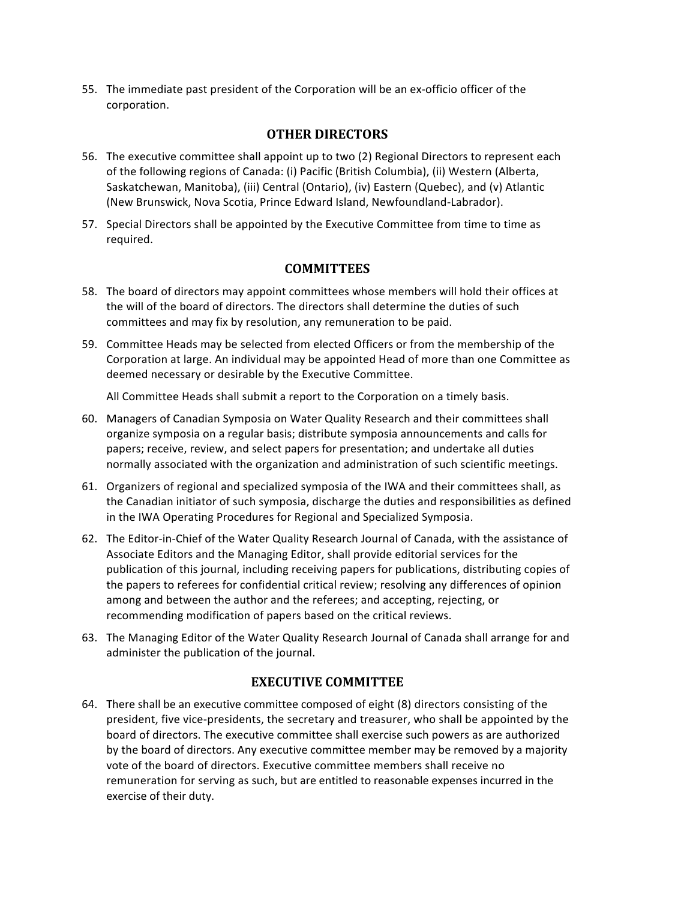55. The immediate past president of the Corporation will be an ex-officio officer of the corporation.

## OTHER DIRECTORS

56. The executive committee shall appoint up to two (2) Regional Directors to represent each of the following regions of Canada: (i) Pacific (British Columbia), (ii) Western (Alberta, Saskatchewan, Manitoba), (iii) Central (Ontario), (iv) Eastern (Quebec), and (v) Atlantic (New Brunswick, Nova Scotia, Prince Edward Island, Newfoundland-Labrador).

57. Special Directors shall be appointed by the Executive Committee from time to time as required.

## COMMITTEES

58. The board of directors may appoint committees whose members will hold their offices at the will of the board of directors. The directors shall determine the duties of such committees and may fix by resolution, any remuneration to be paid.

59. Committee Heads may be selected from elected Officers or from the membership of the Corporation at large. An individual may be appointed Head of more than one Committee as deemed necessary or desirable by the Executive Committee.

    All Committee Heads shall submit a report to the Corporation on a timely basis.

60. Managers of Canadian Symposia on Water Quality Research and their committees shall organize symposia on a regular basis; distribute symposia announcements and calls for papers; receive, review, and select papers for presentation; and undertake all duties normally associated with the organization and administration of such scientific meetings.

61. Organizers of regional and specialized symposia of the IWA and their committees shall, as the Canadian initiator of such symposia, discharge the duties and responsibilities as defined in the IWA Operating Procedures for Regional and Specialized Symposia.

62. The Editor-in-Chief of the Water Quality Research Journal of Canada, with the assistance of Associate Editors and the Managing Editor, shall provide editorial services for the publication of this journal, including receiving papers for publications, distributing copies of the papers to referees for confidential critical review; resolving any differences of opinion among and between the author and the referees; and accepting, rejecting, or recommending modification of papers based on the critical reviews.

63. The Managing Editor of the Water Quality Research Journal of Canada shall arrange for and administer the publication of the journal.

## EXECUTIVE COMMITTEE

64. There shall be an executive committee composed of eight (8) directors consisting of the president, five vice-presidents, the secretary and treasurer, who shall be appointed by the board of directors. The executive committee shall exercise such powers as are authorized by the board of directors. Any executive committee member may be removed by a majority vote of the board of directors. Executive committee members shall receive no remuneration for serving as such, but are entitled to reasonable expenses incurred in the exercise of their duty.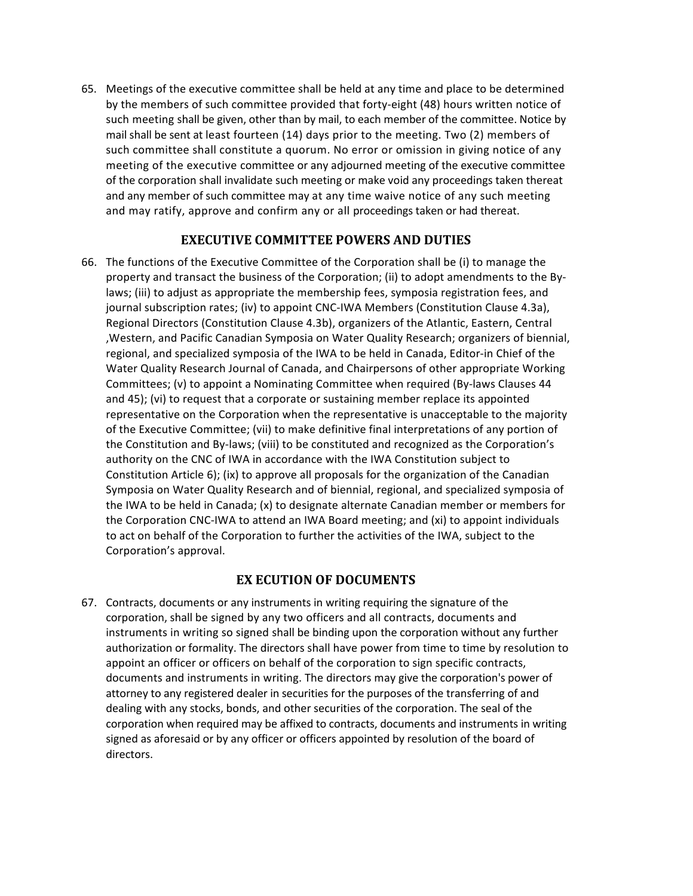65. Meetings of the executive committee shall be held at any time and place to be determined by the members of such committee provided that forty-eight (48) hours written notice of such meeting shall be given, other than by mail, to each member of the committee. Notice by mail shall be sent at least fourteen (14) days prior to the meeting. Two (2) members of such committee shall constitute a quorum. No error or omission in giving notice of any meeting of the executive committee or any adjourned meeting of the executive committee of the corporation shall invalidate such meeting or make void any proceedings taken thereat and any member of such committee may at any time waive notice of any such meeting and may ratify, approve and confirm any or all proceedings taken or had thereat.

## EXECUTIVE COMMITTEE POWERS AND DUTIES

66. The functions of the Executive Committee of the Corporation shall be (i) to manage the property and transact the business of the Corporation; (ii) to adopt amendments to the By-laws; (iii) to adjust as appropriate the membership fees, symposia registration fees, and journal subscription rates; (iv) to appoint CNC-IWA Members (Constitution Clause 4.3a), Regional Directors (Constitution Clause 4.3b), organizers of the Atlantic, Eastern, Central ,Western, and Pacific Canadian Symposia on Water Quality Research; organizers of biennial, regional, and specialized symposia of the IWA to be held in Canada, Editor-in Chief of the Water Quality Research Journal of Canada, and Chairpersons of other appropriate Working Committees; (v) to appoint a Nominating Committee when required (By-laws Clauses 44 and 45); (vi) to request that a corporate or sustaining member replace its appointed representative on the Corporation when the representative is unacceptable to the majority of the Executive Committee; (vii) to make definitive final interpretations of any portion of the Constitution and By-laws; (viii) to be constituted and recognized as the Corporation's authority on the CNC of IWA in accordance with the IWA Constitution subject to Constitution Article 6); (ix) to approve all proposals for the organization of the Canadian Symposia on Water Quality Research and of biennial, regional, and specialized symposia of the IWA to be held in Canada; (x) to designate alternate Canadian member or members for the Corporation CNC-IWA to attend an IWA Board meeting; and (xi) to appoint individuals to act on behalf of the Corporation to further the activities of the IWA, subject to the Corporation's approval.

## EX ECUTION OF DOCUMENTS

67. Contracts, documents or any instruments in writing requiring the signature of the corporation, shall be signed by any two officers and all contracts, documents and instruments in writing so signed shall be binding upon the corporation without any further authorization or formality. The directors shall have power from time to time by resolution to appoint an officer or officers on behalf of the corporation to sign specific contracts, documents and instruments in writing. The directors may give the corporation's power of attorney to any registered dealer in securities for the purposes of the transferring of and dealing with any stocks, bonds, and other securities of the corporation. The seal of the corporation when required may be affixed to contracts, documents and instruments in writing signed as aforesaid or by any officer or officers appointed by resolution of the board of directors.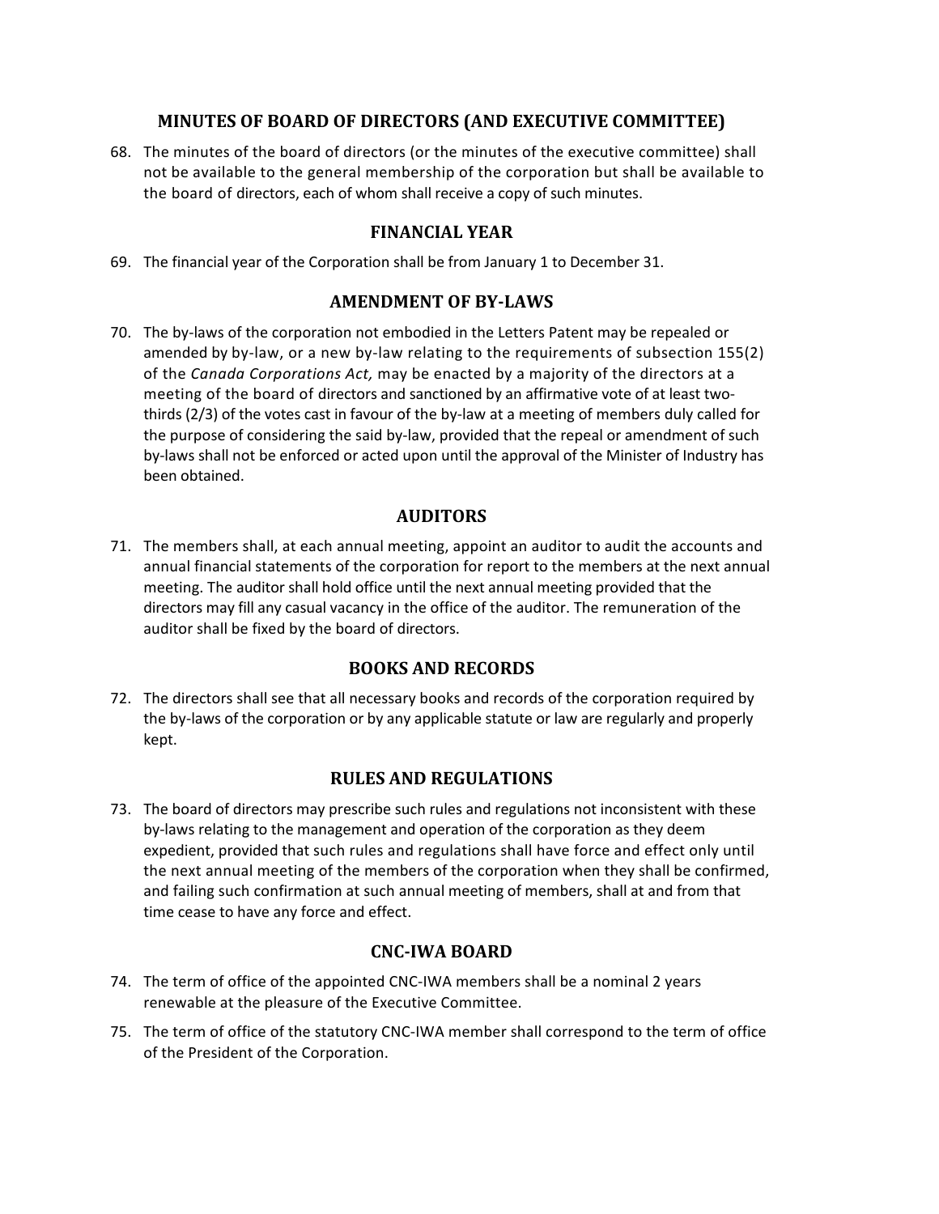## MINUTES OF BOARD OF DIRECTORS (AND EXECUTIVE COMMITTEE)

68. The minutes of the board of directors (or the minutes of the executive committee) shall not be available to the general membership of the corporation but shall be available to the board of directors, each of whom shall receive a copy of such minutes.

## FINANCIAL YEAR

69. The financial year of the Corporation shall be from January 1 to December 31.

## AMENDMENT OF BY-LAWS

70. The by-laws of the corporation not embodied in the Letters Patent may be repealed or amended by by-law, or a new by-law relating to the requirements of subsection 155(2) of the *Canada Corporations Act,* may be enacted by a majority of the directors at a meeting of the board of directors and sanctioned by an affirmative vote of at least two-thirds (2/3) of the votes cast in favour of the by-law at a meeting of members duly called for the purpose of considering the said by-law, provided that the repeal or amendment of such by-laws shall not be enforced or acted upon until the approval of the Minister of Industry has been obtained.

## AUDITORS

71. The members shall, at each annual meeting, appoint an auditor to audit the accounts and annual financial statements of the corporation for report to the members at the next annual meeting. The auditor shall hold office until the next annual meeting provided that the directors may fill any casual vacancy in the office of the auditor. The remuneration of the auditor shall be fixed by the board of directors.

## BOOKS AND RECORDS

72. The directors shall see that all necessary books and records of the corporation required by the by-laws of the corporation or by any applicable statute or law are regularly and properly kept.

## RULES AND REGULATIONS

73. The board of directors may prescribe such rules and regulations not inconsistent with these by-laws relating to the management and operation of the corporation as they deem expedient, provided that such rules and regulations shall have force and effect only until the next annual meeting of the members of the corporation when they shall be confirmed, and failing such confirmation at such annual meeting of members, shall at and from that time cease to have any force and effect.

## CNC-IWA BOARD

74. The term of office of the appointed CNC-IWA members shall be a nominal 2 years renewable at the pleasure of the Executive Committee.
75. The term of office of the statutory CNC-IWA member shall correspond to the term of office of the President of the Corporation.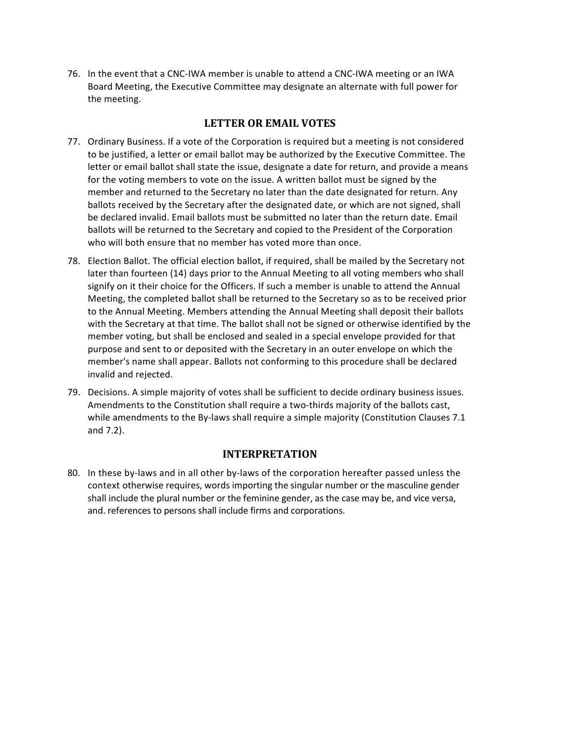76. In the event that a CNC-IWA member is unable to attend a CNC-IWA meeting or an IWA Board Meeting, the Executive Committee may designate an alternate with full power for the meeting.

## LETTER OR EMAIL VOTES

77. Ordinary Business. If a vote of the Corporation is required but a meeting is not considered to be justified, a letter or email ballot may be authorized by the Executive Committee. The letter or email ballot shall state the issue, designate a date for return, and provide a means for the voting members to vote on the issue. A written ballot must be signed by the member and returned to the Secretary no later than the date designated for return. Any ballots received by the Secretary after the designated date, or which are not signed, shall be declared invalid. Email ballots must be submitted no later than the return date. Email ballots will be returned to the Secretary and copied to the President of the Corporation who will both ensure that no member has voted more than once.

78. Election Ballot. The official election ballot, if required, shall be mailed by the Secretary not later than fourteen (14) days prior to the Annual Meeting to all voting members who shall signify on it their choice for the Officers. If such a member is unable to attend the Annual Meeting, the completed ballot shall be returned to the Secretary so as to be received prior to the Annual Meeting. Members attending the Annual Meeting shall deposit their ballots with the Secretary at that time. The ballot shall not be signed or otherwise identified by the member voting, but shall be enclosed and sealed in a special envelope provided for that purpose and sent to or deposited with the Secretary in an outer envelope on which the member's name shall appear. Ballots not conforming to this procedure shall be declared invalid and rejected.

79. Decisions. A simple majority of votes shall be sufficient to decide ordinary business issues. Amendments to the Constitution shall require a two-thirds majority of the ballots cast, while amendments to the By-laws shall require a simple majority (Constitution Clauses 7.1 and 7.2).

## INTERPRETATION

80. In these by-laws and in all other by-laws of the corporation hereafter passed unless the context otherwise requires, words importing the singular number or the masculine gender shall include the plural number or the feminine gender, as the case may be, and vice versa, and. references to persons shall include firms and corporations.